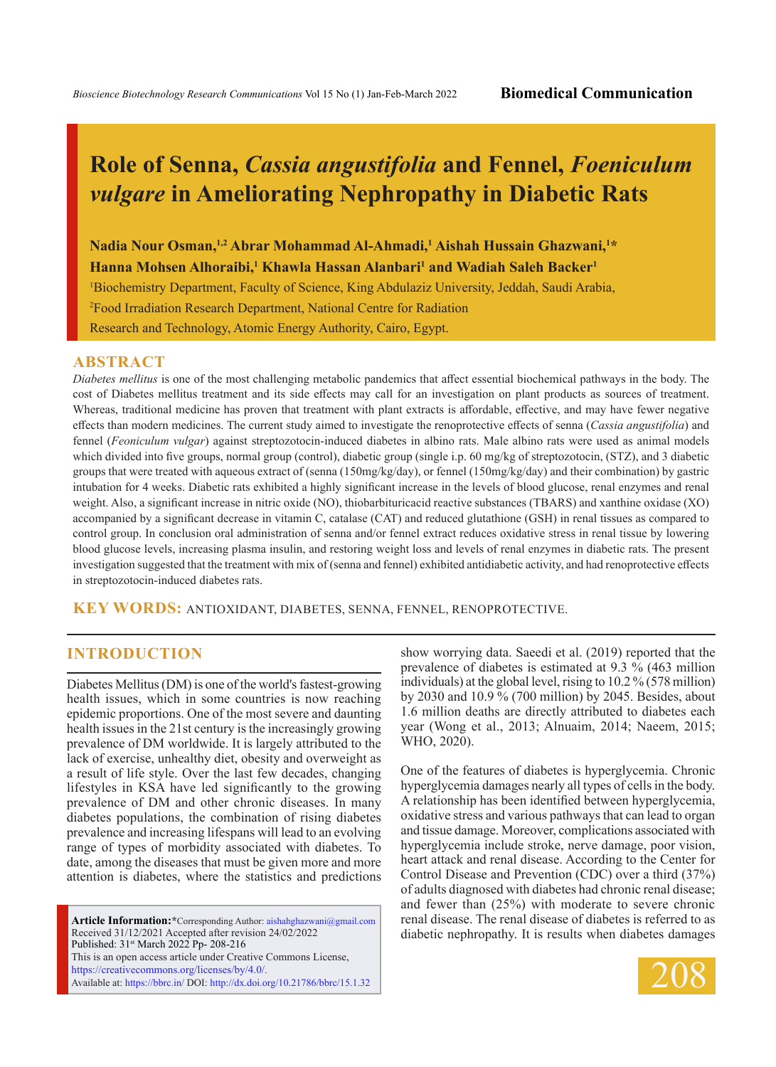# Role of Senna, *Cassia angustifolia* and Fennel, *Foeniculum vulgare* in Ameliorating Nephropathy in Diabetic Rats

**Nadia Nour Osman,[1,2] Abrar Mohammad Al-Ahmadi,[1] Aishah Hussain Ghazwani,[1]\* Hanna Mohsen Alhoraibi,[1] Khawla Hassan Alanbari[1] and Wadiah Saleh Backer[1]**

[1]Biochemistry Department, Faculty of Science, King Abdulaziz University, Jeddah, Saudi Arabia,

[2]Food Irradiation Research Department, National Centre for Radiation Research and Technology, Atomic Energy Authority, Cairo, Egypt.

## ABSTRACT

*Diabetes mellitus* is one of the most challenging metabolic pandemics that affect essential biochemical pathways in the body. The cost of Diabetes mellitus treatment and its side effects may call for an investigation on plant products as sources of treatment. Whereas, traditional medicine has proven that treatment with plant extracts is affordable, effective, and may have fewer negative effects than modern medicines. The current study aimed to investigate the renoprotective effects of senna (*Cassia angustifolia*) and fennel (*Feoniculum vulgar*) against streptozotocin-induced diabetes in albino rats. Male albino rats were used as animal models which divided into five groups, normal group (control), diabetic group (single i.p. 60 mg/kg of streptozotocin, (STZ), and 3 diabetic groups that were treated with aqueous extract of (senna (150mg/kg/day), or fennel (150mg/kg/day) and their combination) by gastric intubation for 4 weeks. Diabetic rats exhibited a highly significant increase in the levels of blood glucose, renal enzymes and renal weight. Also, a significant increase in nitric oxide (NO), thiobarbituricacid reactive substances (TBARS) and xanthine oxidase (XO) accompanied by a significant decrease in vitamin C, catalase (CAT) and reduced glutathione (GSH) in renal tissues as compared to control group. In conclusion oral administration of senna and/or fennel extract reduces oxidative stress in renal tissue by lowering blood glucose levels, increasing plasma insulin, and restoring weight loss and levels of renal enzymes in diabetic rats. The present investigation suggested that the treatment with mix of (senna and fennel) exhibited antidiabetic activity, and had renoprotective effects in streptozotocin-induced diabetes rats.

**KEY WORDS:** ANTIOXIDANT, DIABETES, SENNA, FENNEL, RENOPROTECTIVE.

## INTRODUCTION

Diabetes Mellitus (DM) is one of the world's fastest-growing health issues, which in some countries is now reaching epidemic proportions. One of the most severe and daunting health issues in the 21st century is the increasingly growing prevalence of DM worldwide. It is largely attributed to the lack of exercise, unhealthy diet, obesity and overweight as a result of life style. Over the last few decades, changing lifestyles in KSA have led significantly to the growing prevalence of DM and other chronic diseases. In many diabetes populations, the combination of rising diabetes prevalence and increasing lifespans will lead to an evolving range of types of morbidity associated with diabetes. To date, among the diseases that must be given more and more attention is diabetes, where the statistics and predictions show worrying data. Saeedi et al. (2019) reported that the prevalence of diabetes is estimated at 9.3 % (463 million individuals) at the global level, rising to 10.2 % (578 million) by 2030 and 10.9 % (700 million) by 2045. Besides, about 1.6 million deaths are directly attributed to diabetes each year (Wong et al., 2013; Alnuaim, 2014; Naeem, 2015; WHO, 2020).

One of the features of diabetes is hyperglycemia. Chronic hyperglycemia damages nearly all types of cells in the body. A relationship has been identified between hyperglycemia, oxidative stress and various pathways that can lead to organ and tissue damage. Moreover, complications associated with hyperglycemia include stroke, nerve damage, poor vision, heart attack and renal disease. According to the Center for Control Disease and Prevention (CDC) over a third (37%) of adults diagnosed with diabetes had chronic renal disease; and fewer than (25%) with moderate to severe chronic renal disease. The renal disease of diabetes is referred to as diabetic nephropathy. It is results when diabetes damages

**Article Information:**\*Corresponding Author: aishahghazwani@gmail.com
Received 31/12/2021 Accepted after revision 24/02/2022
Published: 31st March 2022 Pp- 208-216
This is an open access article under Creative Commons License, https://creativecommons.org/licenses/by/4.0/.
Available at: https://bbrc.in/ DOI: http://dx.doi.org/10.21786/bbrc/15.1.32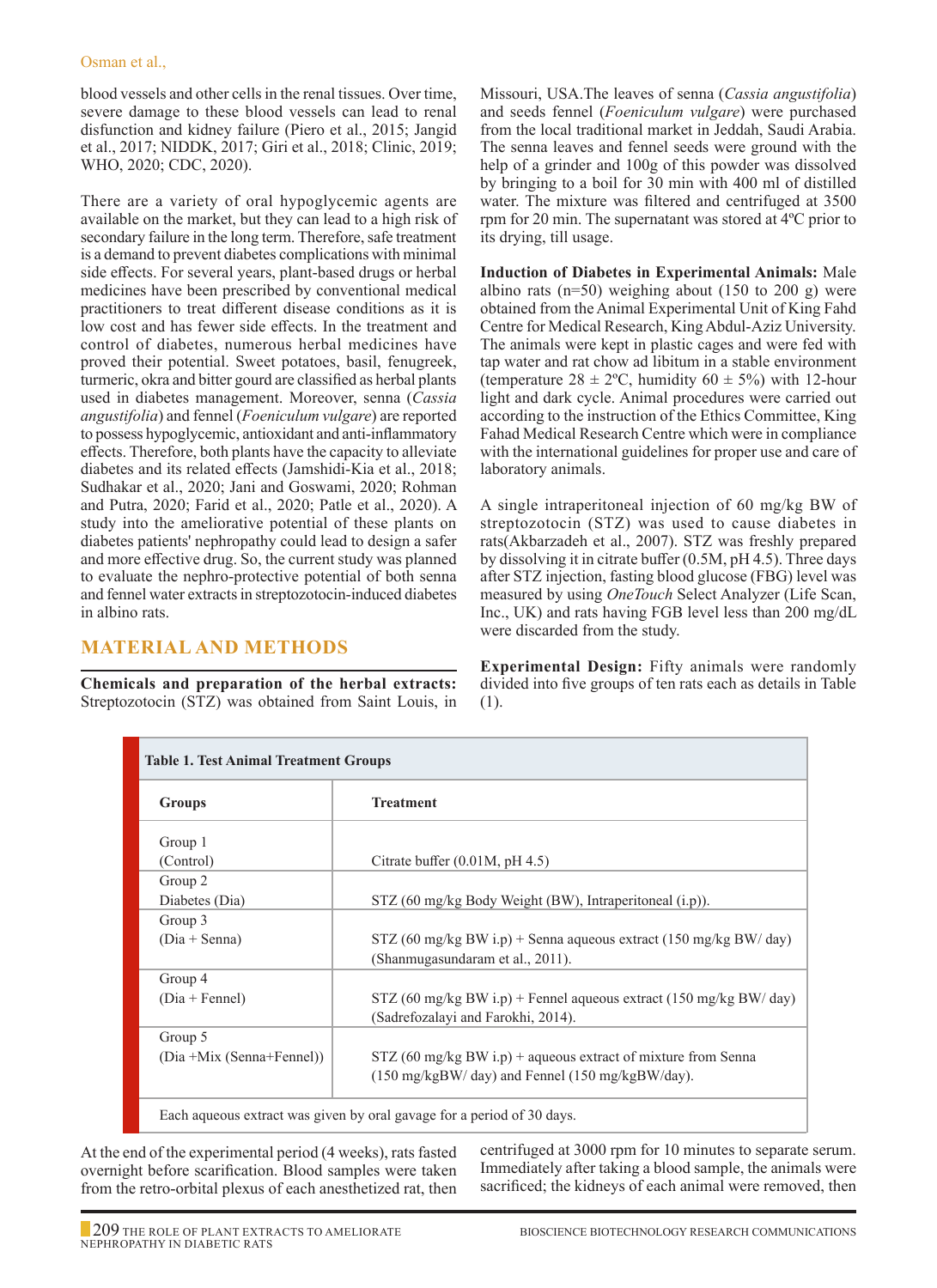blood vessels and other cells in the renal tissues. Over time, severe damage to these blood vessels can lead to renal disfunction and kidney failure (Piero et al., 2015; Jangid et al., 2017; NIDDK, 2017; Giri et al., 2018; Clinic, 2019; WHO, 2020; CDC, 2020).

There are a variety of oral hypoglycemic agents are available on the market, but they can lead to a high risk of secondary failure in the long term. Therefore, safe treatment is a demand to prevent diabetes complications with minimal side effects. For several years, plant-based drugs or herbal medicines have been prescribed by conventional medical practitioners to treat different disease conditions as it is low cost and has fewer side effects. In the treatment and control of diabetes, numerous herbal medicines have proved their potential. Sweet potatoes, basil, fenugreek, turmeric, okra and bitter gourd are classified as herbal plants used in diabetes management. Moreover, senna (*Cassia angustifolia*) and fennel (*Foeniculum vulgare*) are reported to possess hypoglycemic, antioxidant and anti-inflammatory effects. Therefore, both plants have the capacity to alleviate diabetes and its related effects (Jamshidi-Kia et al., 2018; Sudhakar et al., 2020; Jani and Goswami, 2020; Rohman and Putra, 2020; Farid et al., 2020; Patle et al., 2020). A study into the ameliorative potential of these plants on diabetes patients' nephropathy could lead to design a safer and more effective drug. So, the current study was planned to evaluate the nephro-protective potential of both senna and fennel water extracts in streptozotocin-induced diabetes in albino rats.

## MATERIAL AND METHODS

**Chemicals and preparation of the herbal extracts:** Streptozotocin (STZ) was obtained from Saint Louis, in Missouri, USA.The leaves of senna (*Cassia angustifolia*) and seeds fennel (*Foeniculum vulgare*) were purchased from the local traditional market in Jeddah, Saudi Arabia. The senna leaves and fennel seeds were ground with the help of a grinder and 100g of this powder was dissolved by bringing to a boil for 30 min with 400 ml of distilled water. The mixture was filtered and centrifuged at 3500 rpm for 20 min. The supernatant was stored at 4ºC prior to its drying, till usage.

**Induction of Diabetes in Experimental Animals:** Male albino rats (n=50) weighing about (150 to 200 g) were obtained from the Animal Experimental Unit of King Fahd Centre for Medical Research, King Abdul-Aziz University. The animals were kept in plastic cages and were fed with tap water and rat chow ad libitum in a stable environment (temperature 28 ± 2ºC, humidity 60 ± 5%) with 12-hour light and dark cycle. Animal procedures were carried out according to the instruction of the Ethics Committee, King Fahad Medical Research Centre which were in compliance with the international guidelines for proper use and care of laboratory animals.

A single intraperitoneal injection of 60 mg/kg BW of streptozotocin (STZ) was used to cause diabetes in rats(Akbarzadeh et al., 2007). STZ was freshly prepared by dissolving it in citrate buffer (0.5M, pH 4.5). Three days after STZ injection, fasting blood glucose (FBG) level was measured by using *OneTouch* Select Analyzer (Life Scan, Inc., UK) and rats having FGB level less than 200 mg/dL were discarded from the study.

**Experimental Design:** Fifty animals were randomly divided into five groups of ten rats each as details in Table (1).

**Table 1. Test Animal Treatment Groups**

| Groups | Treatment |
|---|---|
| Group 1 (Control) | Citrate buffer (0.01M, pH 4.5) |
| Group 2 Diabetes (Dia) | STZ (60 mg/kg Body Weight (BW), Intraperitoneal (i.p)). |
| Group 3 (Dia + Senna) | STZ (60 mg/kg BW i.p) + Senna aqueous extract (150 mg/kg BW/ day) (Shanmugasundaram et al., 2011). |
| Group 4 (Dia + Fennel) | STZ (60 mg/kg BW i.p) + Fennel aqueous extract (150 mg/kg BW/ day) (Sadrefozalayi and Farokhi, 2014). |
| Group 5 (Dia +Mix (Senna+Fennel)) | STZ (60 mg/kg BW i.p) + aqueous extract of mixture from Senna (150 mg/kgBW/ day) and Fennel (150 mg/kgBW/day). |
| Each aqueous extract was given by oral gavage for a period of 30 days. | |

At the end of the experimental period (4 weeks), rats fasted overnight before scarification. Blood samples were taken from the retro-orbital plexus of each anesthetized rat, then centrifuged at 3000 rpm for 10 minutes to separate serum. Immediately after taking a blood sample, the animals were sacrificed; the kidneys of each animal were removed, then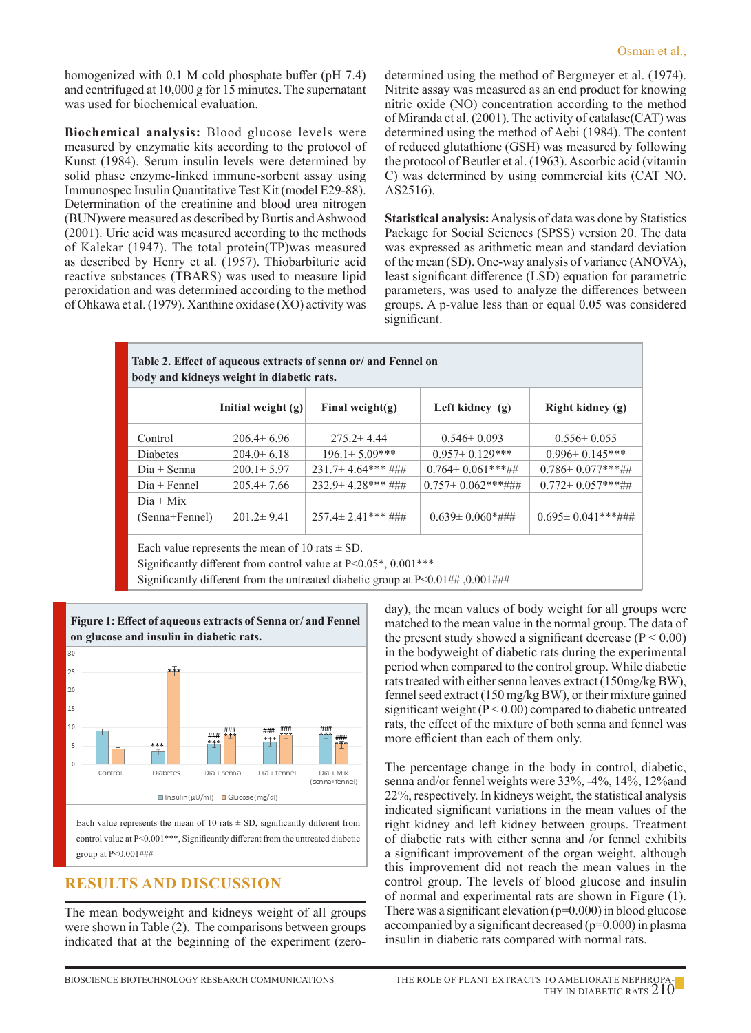homogenized with 0.1 M cold phosphate buffer (pH 7.4) and centrifuged at 10,000 g for 15 minutes. The supernatant was used for biochemical evaluation.

**Biochemical analysis:** Blood glucose levels were measured by enzymatic kits according to the protocol of Kunst (1984). Serum insulin levels were determined by solid phase enzyme-linked immune-sorbent assay using Immunospec Insulin Quantitative Test Kit (model E29-88). Determination of the creatinine and blood urea nitrogen (BUN)were measured as described by Burtis and Ashwood (2001). Uric acid was measured according to the methods of Kalekar (1947). The total protein(TP)was measured as described by Henry et al. (1957). Thiobarbituric acid reactive substances (TBARS) was used to measure lipid peroxidation and was determined according to the method of Ohkawa et al. (1979). Xanthine oxidase (XO) activity was determined using the method of Bergmeyer et al. (1974). Nitrite assay was measured as an end product for knowing nitric oxide (NO) concentration according to the method of Miranda et al. (2001). The activity of catalase(CAT) was determined using the method of Aebi (1984). The content of reduced glutathione (GSH) was measured by following the protocol of Beutler et al. (1963). Ascorbic acid (vitamin C) was determined by using commercial kits (CAT NO. AS2516).

**Statistical analysis:** Analysis of data was done by Statistics Package for Social Sciences (SPSS) version 20. The data was expressed as arithmetic mean and standard deviation of the mean (SD). One-way analysis of variance (ANOVA), least significant difference (LSD) equation for parametric parameters, was used to analyze the differences between groups. A p-value less than or equal 0.05 was considered significant.

**Table 2. Effect of aqueous extracts of senna or/ and Fennel on body and kidneys weight in diabetic rats.**

| | Initial weight (g) | Final weight(g) | Left kidney (g) | Right kidney (g) |
|---|---|---|---|---|
| Control | 206.4± 6.96 | 275.2± 4.44 | 0.546± 0.093 | 0.556± 0.055 |
| Diabetes | 204.0± 6.18 | 196.1± 5.09*** | 0.957± 0.129*** | 0.996± 0.145*** |
| Dia + Senna | 200.1± 5.97 | 231.7± 4.64*** ### | 0.764± 0.061***## | 0.786± 0.077***## |
| Dia + Fennel | 205.4± 7.66 | 232.9± 4.28*** ### | 0.757± 0.062***### | 0.772± 0.057***## |
| Dia + Mix (Senna+Fennel) | 201.2± 9.41 | 257.4± 2.41*** ### | 0.639± 0.060*### | 0.695± 0.041***### |

Each value represents the mean of 10 rats ± SD.
Significantly different from control value at P<0.05*, 0.001***
Significantly different from the untreated diabetic group at P<0.01## ,0.001###

**Figure 1: Effect of aqueous extracts of Senna or/ and Fennel on glucose and insulin in diabetic rats.**

Each value represents the mean of 10 rats ± SD, significantly different from control value at P<0.001***, Significantly different from the untreated diabetic group at P<0.001###

## RESULTS AND DISCUSSION

The mean bodyweight and kidneys weight of all groups were shown in Table (2). The comparisons between groups indicated that at the beginning of the experiment (zero-day), the mean values of body weight for all groups were matched to the mean value in the normal group. The data of the present study showed a significant decrease (P < 0.00) in the bodyweight of diabetic rats during the experimental period when compared to the control group. While diabetic rats treated with either senna leaves extract (150mg/kg BW), fennel seed extract (150 mg/kg BW), or their mixture gained significant weight (P < 0.00) compared to diabetic untreated rats, the effect of the mixture of both senna and fennel was more efficient than each of them only.

The percentage change in the body in control, diabetic, senna and/or fennel weights were 33%, -4%, 14%, 12%and 22%, respectively. In kidneys weight, the statistical analysis indicated significant variations in the mean values of the right kidney and left kidney between groups. Treatment of diabetic rats with either senna and /or fennel exhibits a significant improvement of the organ weight, although this improvement did not reach the mean values in the control group. The levels of blood glucose and insulin of normal and experimental rats are shown in Figure (1). There was a significant elevation (p=0.000) in blood glucose accompanied by a significant decreased (p=0.000) in plasma insulin in diabetic rats compared with normal rats.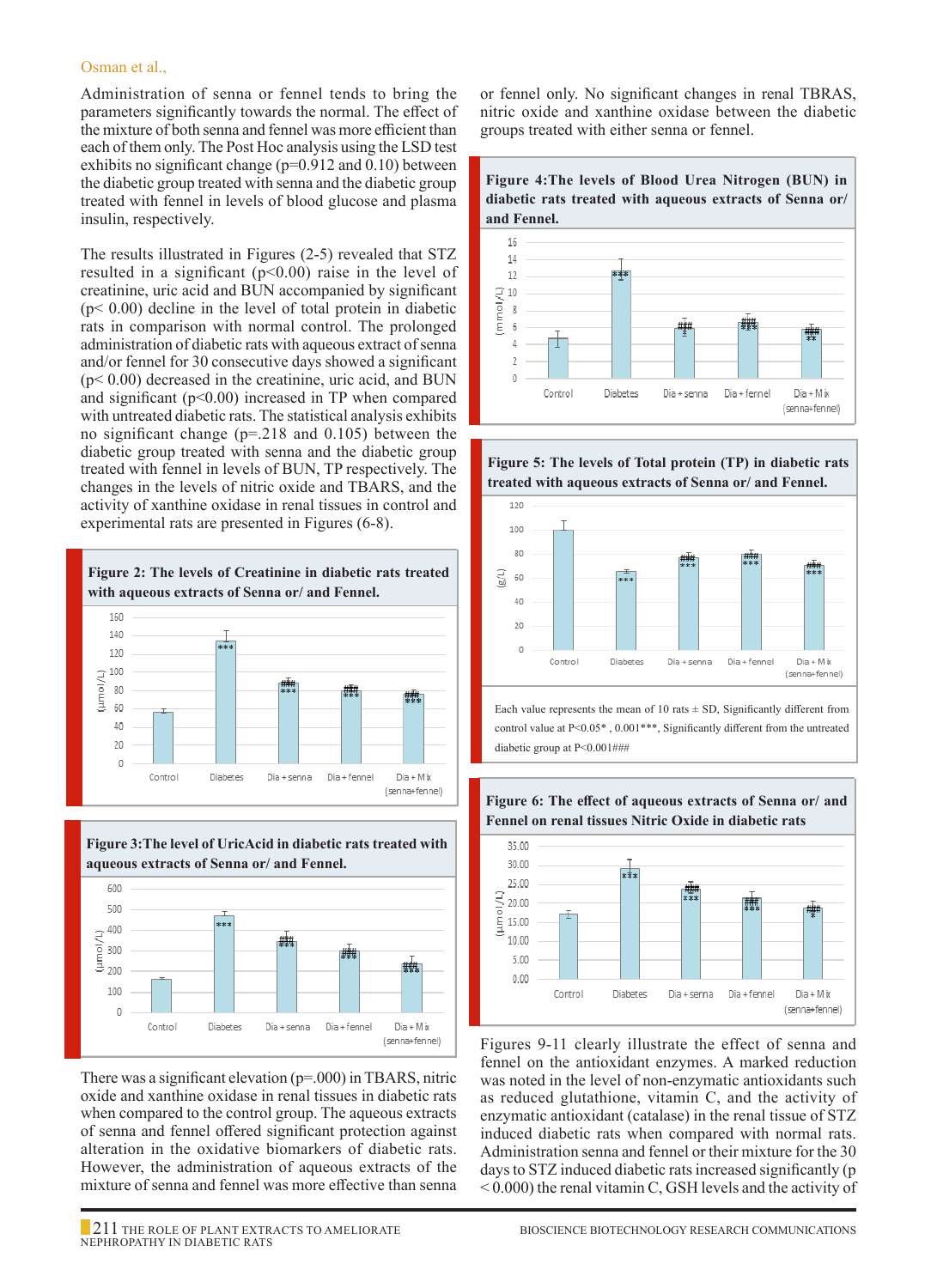Administration of senna or fennel tends to bring the parameters significantly towards the normal. The effect of the mixture of both senna and fennel was more efficient than each of them only. The Post Hoc analysis using the LSD test exhibits no significant change (p=0.912 and 0.10) between the diabetic group treated with senna and the diabetic group treated with fennel in levels of blood glucose and plasma insulin, respectively.

The results illustrated in Figures (2-5) revealed that STZ resulted in a significant (p<0.00) raise in the level of creatinine, uric acid and BUN accompanied by significant (p< 0.00) decline in the level of total protein in diabetic rats in comparison with normal control. The prolonged administration of diabetic rats with aqueous extract of senna and/or fennel for 30 consecutive days showed a significant (p< 0.00) decreased in the creatinine, uric acid, and BUN and significant (p<0.00) increased in TP when compared with untreated diabetic rats. The statistical analysis exhibits no significant change (p=.218 and 0.105) between the diabetic group treated with senna and the diabetic group treated with fennel in levels of BUN, TP respectively. The changes in the levels of nitric oxide and TBARS, and the activity of xanthine oxidase in renal tissues in control and experimental rats are presented in Figures (6-8).

**Figure 2: The levels of Creatinine in diabetic rats treated with aqueous extracts of Senna or/ and Fennel.**

**Figure 3:The level of UricAcid in diabetic rats treated with aqueous extracts of Senna or/ and Fennel.**

There was a significant elevation (p=.000) in TBARS, nitric oxide and xanthine oxidase in renal tissues in diabetic rats when compared to the control group. The aqueous extracts of senna and fennel offered significant protection against alteration in the oxidative biomarkers of diabetic rats. However, the administration of aqueous extracts of the mixture of senna and fennel was more effective than senna or fennel only. No significant changes in renal TBRAS, nitric oxide and xanthine oxidase between the diabetic groups treated with either senna or fennel.

**Figure 4:The levels of Blood Urea Nitrogen (BUN) in diabetic rats treated with aqueous extracts of Senna or/ and Fennel.**

**Figure 5: The levels of Total protein (TP) in diabetic rats treated with aqueous extracts of Senna or/ and Fennel.**

Each value represents the mean of 10 rats ± SD, Significantly different from control value at P<0.05* , 0.001***, Significantly different from the untreated diabetic group at P<0.001###

**Figure 6: The effect of aqueous extracts of Senna or/ and Fennel on renal tissues Nitric Oxide in diabetic rats**

Figures 9-11 clearly illustrate the effect of senna and fennel on the antioxidant enzymes. A marked reduction was noted in the level of non-enzymatic antioxidants such as reduced glutathione, vitamin C, and the activity of enzymatic antioxidant (catalase) in the renal tissue of STZ induced diabetic rats when compared with normal rats. Administration senna and fennel or their mixture for the 30 days to STZ induced diabetic rats increased significantly (p < 0.000) the renal vitamin C, GSH levels and the activity of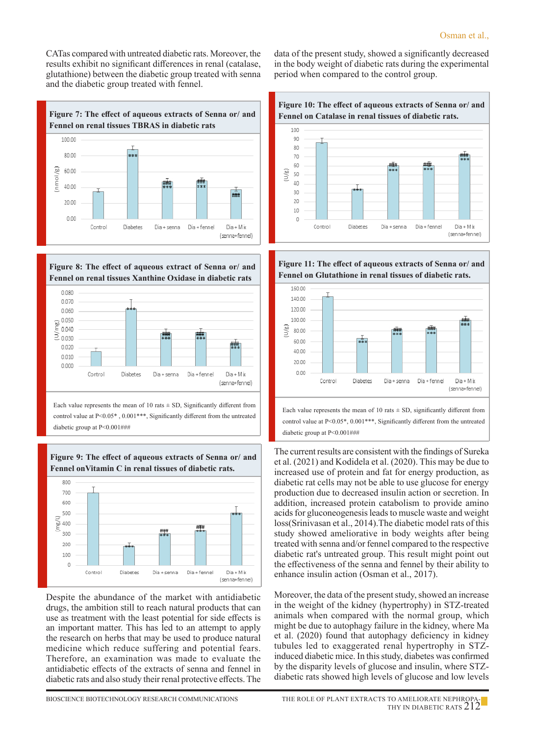CATas compared with untreated diabetic rats. Moreover, the results exhibit no significant differences in renal (catalase, glutathione) between the diabetic group treated with senna and the diabetic group treated with fennel.

**Figure 7: The effect of aqueous extracts of Senna or/ and Fennel on renal tissues TBRAS in diabetic rats**

**Figure 8: The effect of aqueous extract of Senna or/ and Fennel on renal tissues Xanthine Oxidase in diabetic rats**

Each value represents the mean of 10 rats ± SD, Significantly different from control value at P<0.05* , 0.001***, Significantly different from the untreated diabetic group at P<0.001###

**Figure 9: The effect of aqueous extracts of Senna or/ and Fennel onVitamin C in renal tissues of diabetic rats.**

Despite the abundance of the market with antidiabetic drugs, the ambition still to reach natural products that can use as treatment with the least potential for side effects is an important matter. This has led to an attempt to apply the research on herbs that may be used to produce natural medicine which reduce suffering and potential fears. Therefore, an examination was made to evaluate the antidiabetic effects of the extracts of senna and fennel in diabetic rats and also study their renal protective effects. The data of the present study, showed a significantly decreased in the body weight of diabetic rats during the experimental period when compared to the control group.

**Figure 10: The effect of aqueous extracts of Senna or/ and Fennel on Catalase in renal tissues of diabetic rats.**

**Figure 11: The effect of aqueous extracts of Senna or/ and Fennel on Glutathione in renal tissues of diabetic rats.**

Each value represents the mean of 10 rats ± SD, significantly different from control value at P<0.05*, 0.001***, Significantly different from the untreated diabetic group at P<0.001###

The current results are consistent with the findings of Sureka et al. (2021) and Kodidela et al. (2020). This may be due to increased use of protein and fat for energy production, as diabetic rat cells may not be able to use glucose for energy production due to decreased insulin action or secretion. In addition, increased protein catabolism to provide amino acids for gluconeogenesis leads to muscle waste and weight loss(Srinivasan et al., 2014).The diabetic model rats of this study showed ameliorative in body weights after being treated with senna and/or fennel compared to the respective diabetic rat's untreated group. This result might point out the effectiveness of the senna and fennel by their ability to enhance insulin action (Osman et al., 2017).

Moreover, the data of the present study, showed an increase in the weight of the kidney (hypertrophy) in STZ-treated animals when compared with the normal group, which might be due to autophagy failure in the kidney, where Ma et al. (2020) found that autophagy deficiency in kidney tubules led to exaggerated renal hypertrophy in STZ-induced diabetic mice. In this study, diabetes was confirmed by the disparity levels of glucose and insulin, where STZ-diabetic rats showed high levels of glucose and low levels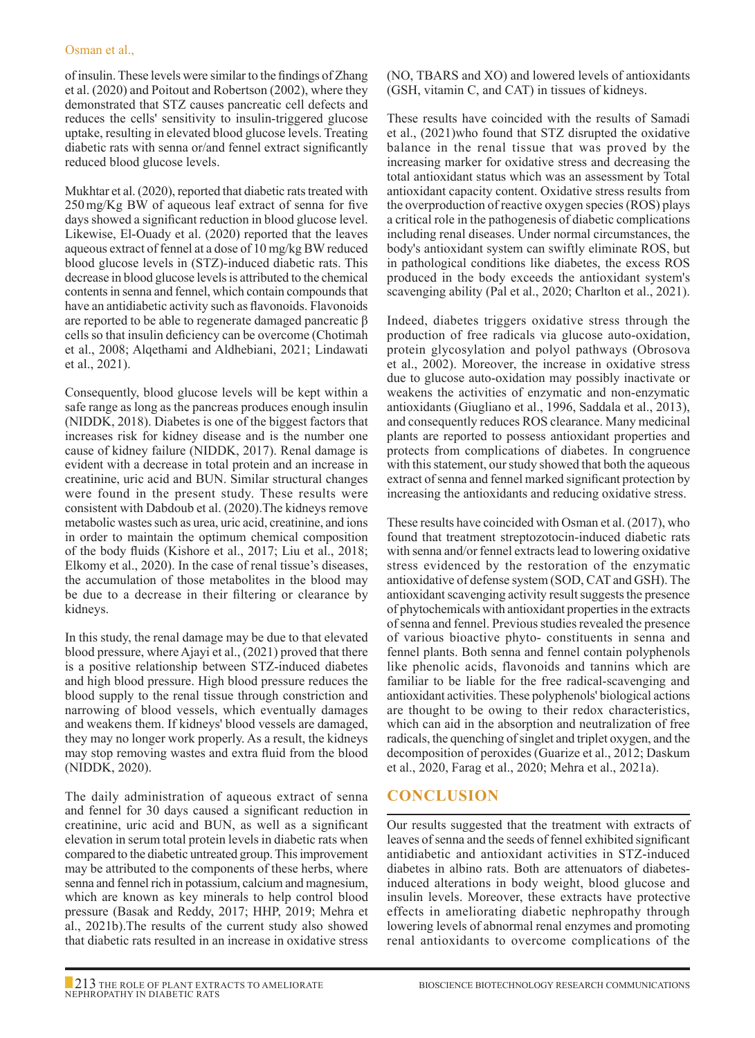of insulin. These levels were similar to the findings of Zhang et al. (2020) and Poitout and Robertson (2002), where they demonstrated that STZ causes pancreatic cell defects and reduces the cells' sensitivity to insulin-triggered glucose uptake, resulting in elevated blood glucose levels. Treating diabetic rats with senna or/and fennel extract significantly reduced blood glucose levels.

Mukhtar et al. (2020), reported that diabetic rats treated with 250 mg/Kg BW of aqueous leaf extract of senna for five days showed a significant reduction in blood glucose level. Likewise, El-Ouady et al. (2020) reported that the leaves aqueous extract of fennel at a dose of 10 mg/kg BW reduced blood glucose levels in (STZ)-induced diabetic rats. This decrease in blood glucose levels is attributed to the chemical contents in senna and fennel, which contain compounds that have an antidiabetic activity such as flavonoids. Flavonoids are reported to be able to regenerate damaged pancreatic β cells so that insulin deficiency can be overcome (Chotimah et al., 2008; Alqethami and Aldhebiani, 2021; Lindawati et al., 2021).

Consequently, blood glucose levels will be kept within a safe range as long as the pancreas produces enough insulin (NIDDK, 2018). Diabetes is one of the biggest factors that increases risk for kidney disease and is the number one cause of kidney failure (NIDDK, 2017). Renal damage is evident with a decrease in total protein and an increase in creatinine, uric acid and BUN. Similar structural changes were found in the present study. These results were consistent with Dabdoub et al. (2020).The kidneys remove metabolic wastes such as urea, uric acid, creatinine, and ions in order to maintain the optimum chemical composition of the body fluids (Kishore et al., 2017; Liu et al., 2018; Elkomy et al., 2020). In the case of renal tissue's diseases, the accumulation of those metabolites in the blood may be due to a decrease in their filtering or clearance by kidneys.

In this study, the renal damage may be due to that elevated blood pressure, where Ajayi et al., (2021) proved that there is a positive relationship between STZ-induced diabetes and high blood pressure. High blood pressure reduces the blood supply to the renal tissue through constriction and narrowing of blood vessels, which eventually damages and weakens them. If kidneys' blood vessels are damaged, they may no longer work properly. As a result, the kidneys may stop removing wastes and extra fluid from the blood (NIDDK, 2020).

The daily administration of aqueous extract of senna and fennel for 30 days caused a significant reduction in creatinine, uric acid and BUN, as well as a significant elevation in serum total protein levels in diabetic rats when compared to the diabetic untreated group. This improvement may be attributed to the components of these herbs, where senna and fennel rich in potassium, calcium and magnesium, which are known as key minerals to help control blood pressure (Basak and Reddy, 2017; HHP, 2019; Mehra et al., 2021b).The results of the current study also showed that diabetic rats resulted in an increase in oxidative stress (NO, TBARS and XO) and lowered levels of antioxidants (GSH, vitamin C, and CAT) in tissues of kidneys.

These results have coincided with the results of Samadi et al., (2021)who found that STZ disrupted the oxidative balance in the renal tissue that was proved by the increasing marker for oxidative stress and decreasing the total antioxidant status which was an assessment by Total antioxidant capacity content. Oxidative stress results from the overproduction of reactive oxygen species (ROS) plays a critical role in the pathogenesis of diabetic complications including renal diseases. Under normal circumstances, the body's antioxidant system can swiftly eliminate ROS, but in pathological conditions like diabetes, the excess ROS produced in the body exceeds the antioxidant system's scavenging ability (Pal et al., 2020; Charlton et al., 2021).

Indeed, diabetes triggers oxidative stress through the production of free radicals via glucose auto-oxidation, protein glycosylation and polyol pathways (Obrosova et al., 2002). Moreover, the increase in oxidative stress due to glucose auto-oxidation may possibly inactivate or weakens the activities of enzymatic and non-enzymatic antioxidants (Giugliano et al., 1996, Saddala et al., 2013), and consequently reduces ROS clearance. Many medicinal plants are reported to possess antioxidant properties and protects from complications of diabetes. In congruence with this statement, our study showed that both the aqueous extract of senna and fennel marked significant protection by increasing the antioxidants and reducing oxidative stress.

These results have coincided with Osman et al. (2017), who found that treatment streptozotocin-induced diabetic rats with senna and/or fennel extracts lead to lowering oxidative stress evidenced by the restoration of the enzymatic antioxidative of defense system (SOD, CAT and GSH). The antioxidant scavenging activity result suggests the presence of phytochemicals with antioxidant properties in the extracts of senna and fennel. Previous studies revealed the presence of various bioactive phyto- constituents in senna and fennel plants. Both senna and fennel contain polyphenols like phenolic acids, flavonoids and tannins which are familiar to be liable for the free radical-scavenging and antioxidant activities. These polyphenols' biological actions are thought to be owing to their redox characteristics, which can aid in the absorption and neutralization of free radicals, the quenching of singlet and triplet oxygen, and the decomposition of peroxides (Guarize et al., 2012; Daskum et al., 2020, Farag et al., 2020; Mehra et al., 2021a).

## CONCLUSION

Our results suggested that the treatment with extracts of leaves of senna and the seeds of fennel exhibited significant antidiabetic and antioxidant activities in STZ-induced diabetes in albino rats. Both are attenuators of diabetes-induced alterations in body weight, blood glucose and insulin levels. Moreover, these extracts have protective effects in ameliorating diabetic nephropathy through lowering levels of abnormal renal enzymes and promoting renal antioxidants to overcome complications of the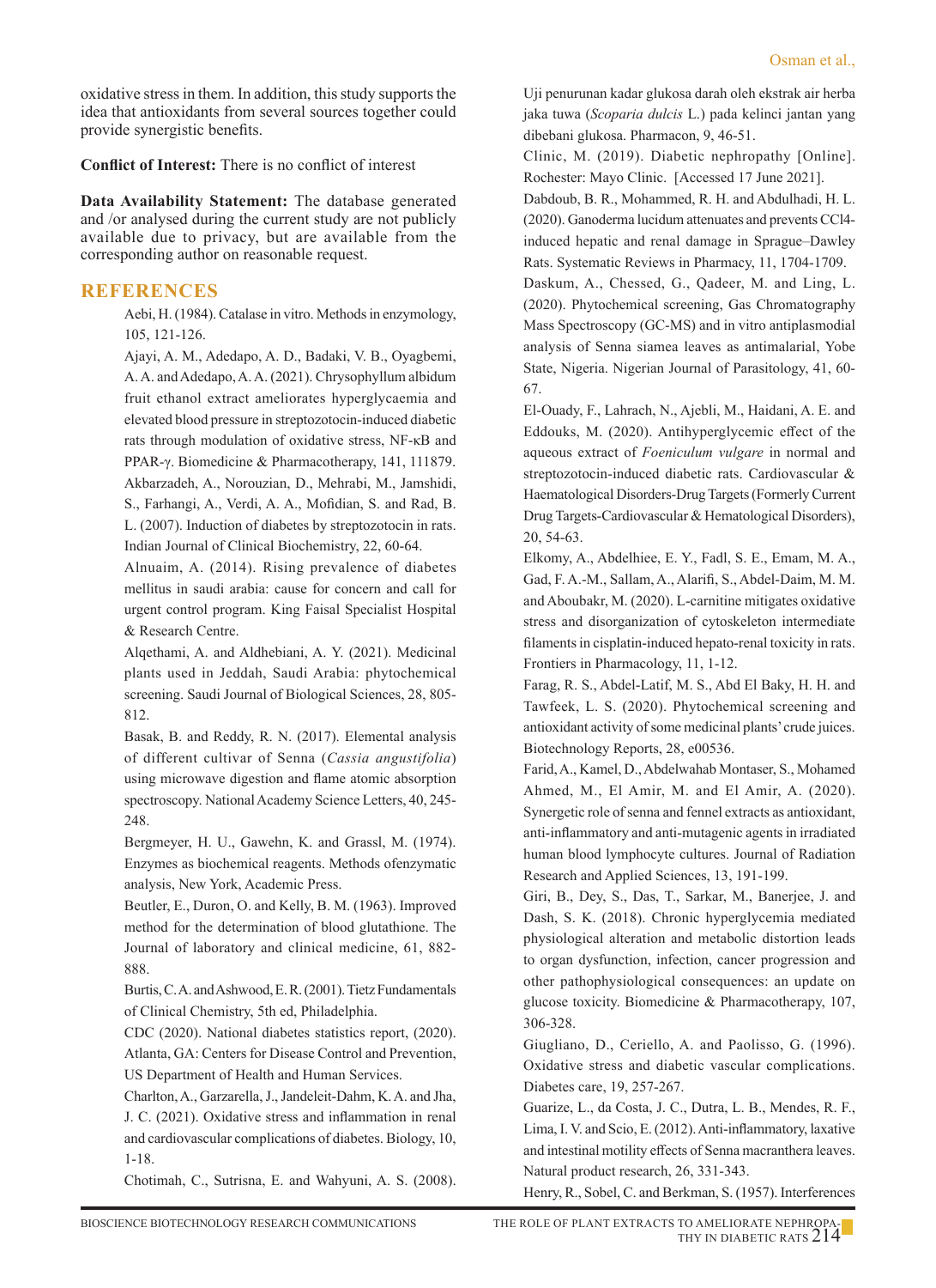oxidative stress in them. In addition, this study supports the idea that antioxidants from several sources together could provide synergistic benefits.

**Conflict of Interest:** There is no conflict of interest

**Data Availability Statement:** The database generated and /or analysed during the current study are not publicly available due to privacy, but are available from the corresponding author on reasonable request.

## REFERENCES

Aebi, H. (1984). Catalase in vitro. Methods in enzymology, 105, 121-126.

Ajayi, A. M., Adedapo, A. D., Badaki, V. B., Oyagbemi, A. A. and Adedapo, A. A. (2021). Chrysophyllum albidum fruit ethanol extract ameliorates hyperglycaemia and elevated blood pressure in streptozotocin-induced diabetic rats through modulation of oxidative stress, NF-κB and PPAR-γ. Biomedicine & Pharmacotherapy, 141, 111879.

Akbarzadeh, A., Norouzian, D., Mehrabi, M., Jamshidi, S., Farhangi, A., Verdi, A. A., Mofidian, S. and Rad, B. L. (2007). Induction of diabetes by streptozotocin in rats. Indian Journal of Clinical Biochemistry, 22, 60-64.

Alnuaim, A. (2014). Rising prevalence of diabetes mellitus in saudi arabia: cause for concern and call for urgent control program. King Faisal Specialist Hospital & Research Centre.

Alqethami, A. and Aldhebiani, A. Y. (2021). Medicinal plants used in Jeddah, Saudi Arabia: phytochemical screening. Saudi Journal of Biological Sciences, 28, 805-812.

Basak, B. and Reddy, R. N. (2017). Elemental analysis of different cultivar of Senna (*Cassia angustifolia*) using microwave digestion and flame atomic absorption spectroscopy. National Academy Science Letters, 40, 245-248.

Bergmeyer, H. U., Gawehn, K. and Grassl, M. (1974). Enzymes as biochemical reagents. Methods ofenzymatic analysis, New York, Academic Press.

Beutler, E., Duron, O. and Kelly, B. M. (1963). Improved method for the determination of blood glutathione. The Journal of laboratory and clinical medicine, 61, 882-888.

Burtis, C. A. and Ashwood, E. R. (2001). Tietz Fundamentals of Clinical Chemistry, 5th ed, Philadelphia.

CDC (2020). National diabetes statistics report, (2020). Atlanta, GA: Centers for Disease Control and Prevention, US Department of Health and Human Services.

Charlton, A., Garzarella, J., Jandeleit-Dahm, K. A. and Jha, J. C. (2021). Oxidative stress and inflammation in renal and cardiovascular complications of diabetes. Biology, 10, 1-18.

Chotimah, C., Sutrisna, E. and Wahyuni, A. S. (2008). Uji penurunan kadar glukosa darah oleh ekstrak air herba jaka tuwa (*Scoparia dulcis* L.) pada kelinci jantan yang dibebani glukosa. Pharmacon, 9, 46-51.

Clinic, M. (2019). Diabetic nephropathy [Online]. Rochester: Mayo Clinic. [Accessed 17 June 2021].

Dabdoub, B. R., Mohammed, R. H. and Abdulhadi, H. L. (2020). Ganoderma lucidum attenuates and prevents CCl4-induced hepatic and renal damage in Sprague–Dawley Rats. Systematic Reviews in Pharmacy, 11, 1704-1709.

Daskum, A., Chessed, G., Qadeer, M. and Ling, L. (2020). Phytochemical screening, Gas Chromatography Mass Spectroscopy (GC-MS) and in vitro antiplasmodial analysis of Senna siamea leaves as antimalarial, Yobe State, Nigeria. Nigerian Journal of Parasitology, 41, 60-67.

El-Ouady, F., Lahrach, N., Ajebli, M., Haidani, A. E. and Eddouks, M. (2020). Antihyperglycemic effect of the aqueous extract of *Foeniculum vulgare* in normal and streptozotocin-induced diabetic rats. Cardiovascular & Haematological Disorders-Drug Targets (Formerly Current Drug Targets-Cardiovascular & Hematological Disorders), 20, 54-63.

Elkomy, A., Abdelhiee, E. Y., Fadl, S. E., Emam, M. A., Gad, F. A.-M., Sallam, A., Alarifi, S., Abdel-Daim, M. M. and Aboubakr, M. (2020). L-carnitine mitigates oxidative stress and disorganization of cytoskeleton intermediate filaments in cisplatin-induced hepato-renal toxicity in rats. Frontiers in Pharmacology, 11, 1-12.

Farag, R. S., Abdel-Latif, M. S., Abd El Baky, H. H. and Tawfeek, L. S. (2020). Phytochemical screening and antioxidant activity of some medicinal plants' crude juices. Biotechnology Reports, 28, e00536.

Farid, A., Kamel, D., Abdelwahab Montaser, S., Mohamed Ahmed, M., El Amir, M. and El Amir, A. (2020). Synergetic role of senna and fennel extracts as antioxidant, anti-inflammatory and anti-mutagenic agents in irradiated human blood lymphocyte cultures. Journal of Radiation Research and Applied Sciences, 13, 191-199.

Giri, B., Dey, S., Das, T., Sarkar, M., Banerjee, J. and Dash, S. K. (2018). Chronic hyperglycemia mediated physiological alteration and metabolic distortion leads to organ dysfunction, infection, cancer progression and other pathophysiological consequences: an update on glucose toxicity. Biomedicine & Pharmacotherapy, 107, 306-328.

Giugliano, D., Ceriello, A. and Paolisso, G. (1996). Oxidative stress and diabetic vascular complications. Diabetes care, 19, 257-267.

Guarize, L., da Costa, J. C., Dutra, L. B., Mendes, R. F., Lima, I. V. and Scio, E. (2012). Anti-inflammatory, laxative and intestinal motility effects of Senna macranthera leaves. Natural product research, 26, 331-343.

Henry, R., Sobel, C. and Berkman, S. (1957). Interferences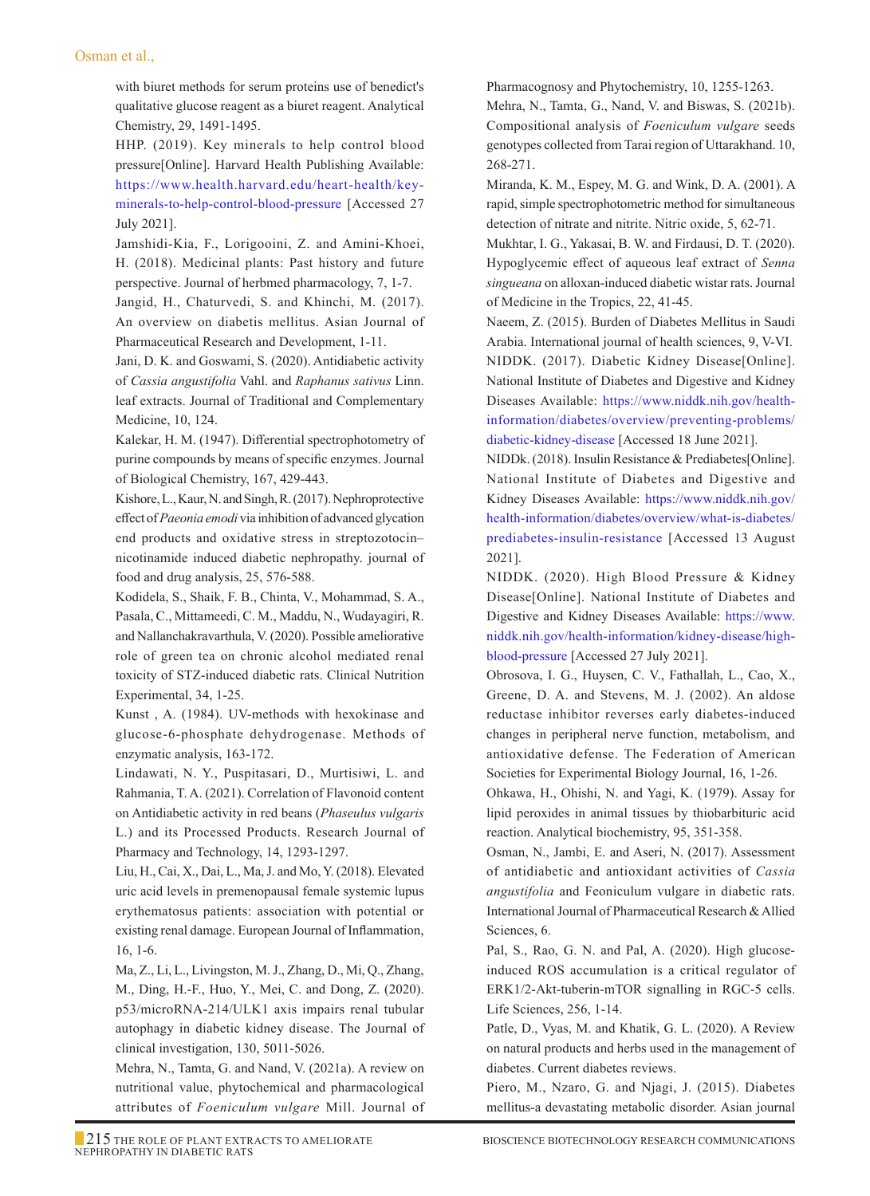with biuret methods for serum proteins use of benedict's qualitative glucose reagent as a biuret reagent. Analytical Chemistry, 29, 1491-1495.

HHP. (2019). Key minerals to help control blood pressure[Online]. Harvard Health Publishing Available: https://www.health.harvard.edu/heart-health/key-minerals-to-help-control-blood-pressure [Accessed 27 July 2021].

Jamshidi-Kia, F., Lorigooini, Z. and Amini-Khoei, H. (2018). Medicinal plants: Past history and future perspective. Journal of herbmed pharmacology, 7, 1-7.

Jangid, H., Chaturvedi, S. and Khinchi, M. (2017). An overview on diabetis mellitus. Asian Journal of Pharmaceutical Research and Development, 1-11.

Jani, D. K. and Goswami, S. (2020). Antidiabetic activity of *Cassia angustifolia* Vahl. and *Raphanus sativus* Linn. leaf extracts. Journal of Traditional and Complementary Medicine, 10, 124.

Kalekar, H. M. (1947). Differential spectrophotometry of purine compounds by means of specific enzymes. Journal of Biological Chemistry, 167, 429-443.

Kishore, L., Kaur, N. and Singh, R. (2017). Nephroprotective effect of *Paeonia emodi* via inhibition of advanced glycation end products and oxidative stress in streptozotocin–nicotinamide induced diabetic nephropathy. journal of food and drug analysis, 25, 576-588.

Kodidela, S., Shaik, F. B., Chinta, V., Mohammad, S. A., Pasala, C., Mittameedi, C. M., Maddu, N., Wudayagiri, R. and Nallanchakravarthula, V. (2020). Possible ameliorative role of green tea on chronic alcohol mediated renal toxicity of STZ-induced diabetic rats. Clinical Nutrition Experimental, 34, 1-25.

Kunst , A. (1984). UV-methods with hexokinase and glucose-6-phosphate dehydrogenase. Methods of enzymatic analysis, 163-172.

Lindawati, N. Y., Puspitasari, D., Murtisiwi, L. and Rahmania, T. A. (2021). Correlation of Flavonoid content on Antidiabetic activity in red beans (*Phaseulus vulgaris* L.) and its Processed Products. Research Journal of Pharmacy and Technology, 14, 1293-1297.

Liu, H., Cai, X., Dai, L., Ma, J. and Mo, Y. (2018). Elevated uric acid levels in premenopausal female systemic lupus erythematosus patients: association with potential or existing renal damage. European Journal of Inflammation, 16, 1-6.

Ma, Z., Li, L., Livingston, M. J., Zhang, D., Mi, Q., Zhang, M., Ding, H.-F., Huo, Y., Mei, C. and Dong, Z. (2020). p53/microRNA-214/ULK1 axis impairs renal tubular autophagy in diabetic kidney disease. The Journal of clinical investigation, 130, 5011-5026.

Mehra, N., Tamta, G. and Nand, V. (2021a). A review on nutritional value, phytochemical and pharmacological attributes of *Foeniculum vulgare* Mill. Journal of Pharmacognosy and Phytochemistry, 10, 1255-1263.

Mehra, N., Tamta, G., Nand, V. and Biswas, S. (2021b). Compositional analysis of *Foeniculum vulgare* seeds genotypes collected from Tarai region of Uttarakhand. 10, 268-271.

Miranda, K. M., Espey, M. G. and Wink, D. A. (2001). A rapid, simple spectrophotometric method for simultaneous detection of nitrate and nitrite. Nitric oxide, 5, 62-71.

Mukhtar, I. G., Yakasai, B. W. and Firdausi, D. T. (2020). Hypoglycemic effect of aqueous leaf extract of *Senna singueana* on alloxan-induced diabetic wistar rats. Journal of Medicine in the Tropics, 22, 41-45.

Naeem, Z. (2015). Burden of Diabetes Mellitus in Saudi Arabia. International journal of health sciences, 9, V-VI.

NIDDK. (2017). Diabetic Kidney Disease[Online]. National Institute of Diabetes and Digestive and Kidney Diseases Available: https://www.niddk.nih.gov/health-information/diabetes/overview/preventing-problems/diabetic-kidney-disease [Accessed 18 June 2021].

NIDDk. (2018). Insulin Resistance & Prediabetes[Online]. National Institute of Diabetes and Digestive and Kidney Diseases Available: https://www.niddk.nih.gov/health-information/diabetes/overview/what-is-diabetes/prediabetes-insulin-resistance [Accessed 13 August 2021].

NIDDK. (2020). High Blood Pressure & Kidney Disease[Online]. National Institute of Diabetes and Digestive and Kidney Diseases Available: https://www.niddk.nih.gov/health-information/kidney-disease/high-blood-pressure [Accessed 27 July 2021].

Obrosova, I. G., Huysen, C. V., Fathallah, L., Cao, X., Greene, D. A. and Stevens, M. J. (2002). An aldose reductase inhibitor reverses early diabetes-induced changes in peripheral nerve function, metabolism, and antioxidative defense. The Federation of American Societies for Experimental Biology Journal, 16, 1-26.

Ohkawa, H., Ohishi, N. and Yagi, K. (1979). Assay for lipid peroxides in animal tissues by thiobarbituric acid reaction. Analytical biochemistry, 95, 351-358.

Osman, N., Jambi, E. and Aseri, N. (2017). Assessment of antidiabetic and antioxidant activities of *Cassia angustifolia* and Feoniculum vulgare in diabetic rats. International Journal of Pharmaceutical Research & Allied Sciences, 6.

Pal, S., Rao, G. N. and Pal, A. (2020). High glucose-induced ROS accumulation is a critical regulator of ERK1/2-Akt-tuberin-mTOR signalling in RGC-5 cells. Life Sciences, 256, 1-14.

Patle, D., Vyas, M. and Khatik, G. L. (2020). A Review on natural products and herbs used in the management of diabetes. Current diabetes reviews.

Piero, M., Nzaro, G. and Njagi, J. (2015). Diabetes mellitus-a devastating metabolic disorder. Asian journal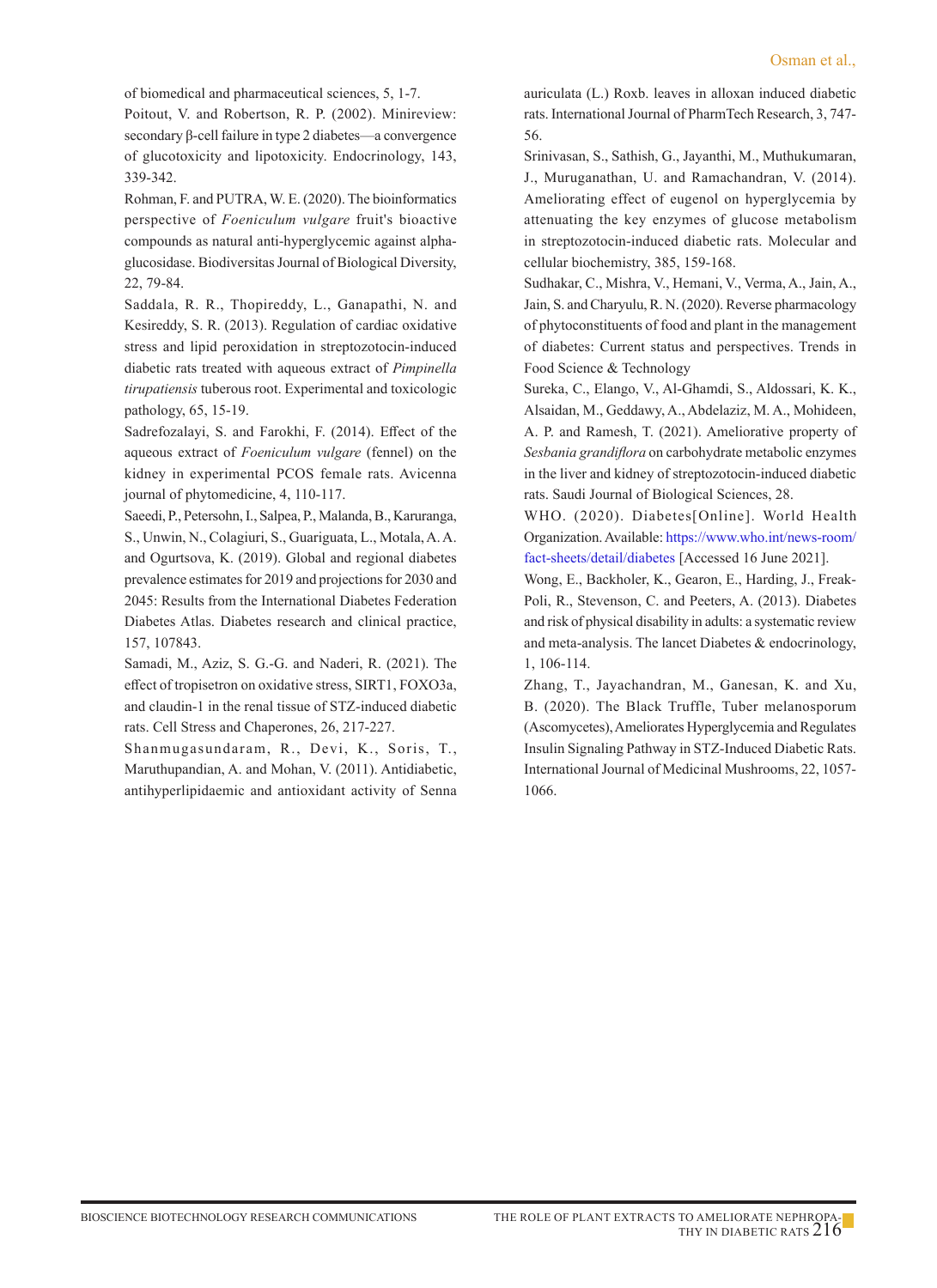of biomedical and pharmaceutical sciences, 5, 1-7.

Poitout, V. and Robertson, R. P. (2002). Minireview: secondary β-cell failure in type 2 diabetes—a convergence of glucotoxicity and lipotoxicity. Endocrinology, 143, 339-342.

Rohman, F. and PUTRA, W. E. (2020). The bioinformatics perspective of *Foeniculum vulgare* fruit's bioactive compounds as natural anti-hyperglycemic against alpha-glucosidase. Biodiversitas Journal of Biological Diversity, 22, 79-84.

Saddala, R. R., Thopireddy, L., Ganapathi, N. and Kesireddy, S. R. (2013). Regulation of cardiac oxidative stress and lipid peroxidation in streptozotocin-induced diabetic rats treated with aqueous extract of *Pimpinella tirupatiensis* tuberous root. Experimental and toxicologic pathology, 65, 15-19.

Sadrefozalayi, S. and Farokhi, F. (2014). Effect of the aqueous extract of *Foeniculum vulgare* (fennel) on the kidney in experimental PCOS female rats. Avicenna journal of phytomedicine, 4, 110-117.

Saeedi, P., Petersohn, I., Salpea, P., Malanda, B., Karuranga, S., Unwin, N., Colagiuri, S., Guariguata, L., Motala, A. A. and Ogurtsova, K. (2019). Global and regional diabetes prevalence estimates for 2019 and projections for 2030 and 2045: Results from the International Diabetes Federation Diabetes Atlas. Diabetes research and clinical practice, 157, 107843.

Samadi, M., Aziz, S. G.-G. and Naderi, R. (2021). The effect of tropisetron on oxidative stress, SIRT1, FOXO3a, and claudin-1 in the renal tissue of STZ-induced diabetic rats. Cell Stress and Chaperones, 26, 217-227.

Shanmugasundaram, R., Devi, K., Soris, T., Maruthupandian, A. and Mohan, V. (2011). Antidiabetic, antihyperlipidaemic and antioxidant activity of Senna auriculata (L.) Roxb. leaves in alloxan induced diabetic rats. International Journal of PharmTech Research, 3, 747-56.

Srinivasan, S., Sathish, G., Jayanthi, M., Muthukumaran, J., Muruganathan, U. and Ramachandran, V. (2014). Ameliorating effect of eugenol on hyperglycemia by attenuating the key enzymes of glucose metabolism in streptozotocin-induced diabetic rats. Molecular and cellular biochemistry, 385, 159-168.

Sudhakar, C., Mishra, V., Hemani, V., Verma, A., Jain, A., Jain, S. and Charyulu, R. N. (2020). Reverse pharmacology of phytoconstituents of food and plant in the management of diabetes: Current status and perspectives. Trends in Food Science & Technology

Sureka, C., Elango, V., Al-Ghamdi, S., Aldossari, K. K., Alsaidan, M., Geddawy, A., Abdelaziz, M. A., Mohideen, A. P. and Ramesh, T. (2021). Ameliorative property of *Sesbania grandiflora* on carbohydrate metabolic enzymes in the liver and kidney of streptozotocin-induced diabetic rats. Saudi Journal of Biological Sciences, 28.

WHO. (2020). Diabetes[Online]. World Health Organization. Available: https://www.who.int/news-room/fact-sheets/detail/diabetes [Accessed 16 June 2021].

Wong, E., Backholer, K., Gearon, E., Harding, J., Freak-Poli, R., Stevenson, C. and Peeters, A. (2013). Diabetes and risk of physical disability in adults: a systematic review and meta-analysis. The lancet Diabetes & endocrinology, 1, 106-114.

Zhang, T., Jayachandran, M., Ganesan, K. and Xu, B. (2020). The Black Truffle, Tuber melanosporum (Ascomycetes), Ameliorates Hyperglycemia and Regulates Insulin Signaling Pathway in STZ-Induced Diabetic Rats. International Journal of Medicinal Mushrooms, 22, 1057-1066.